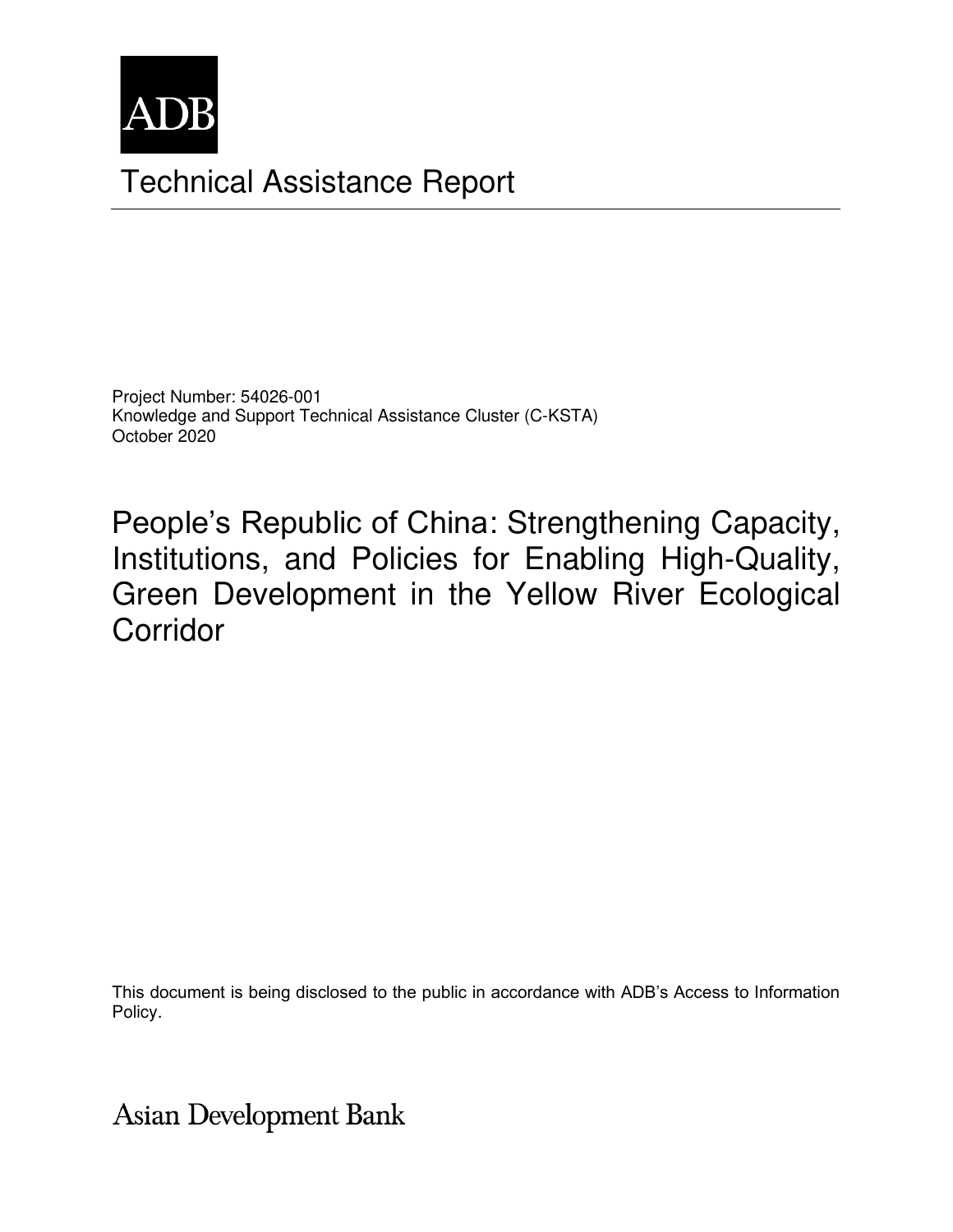ADB

# Technical Assistance Report

Project Number: 54026-001
Knowledge and Support Technical Assistance Cluster (C-KSTA)
October 2020

## People's Republic of China: Strengthening Capacity, Institutions, and Policies for Enabling High-Quality, Green Development in the Yellow River Ecological Corridor

This document is being disclosed to the public in accordance with ADB's Access to Information Policy.

Asian Development Bank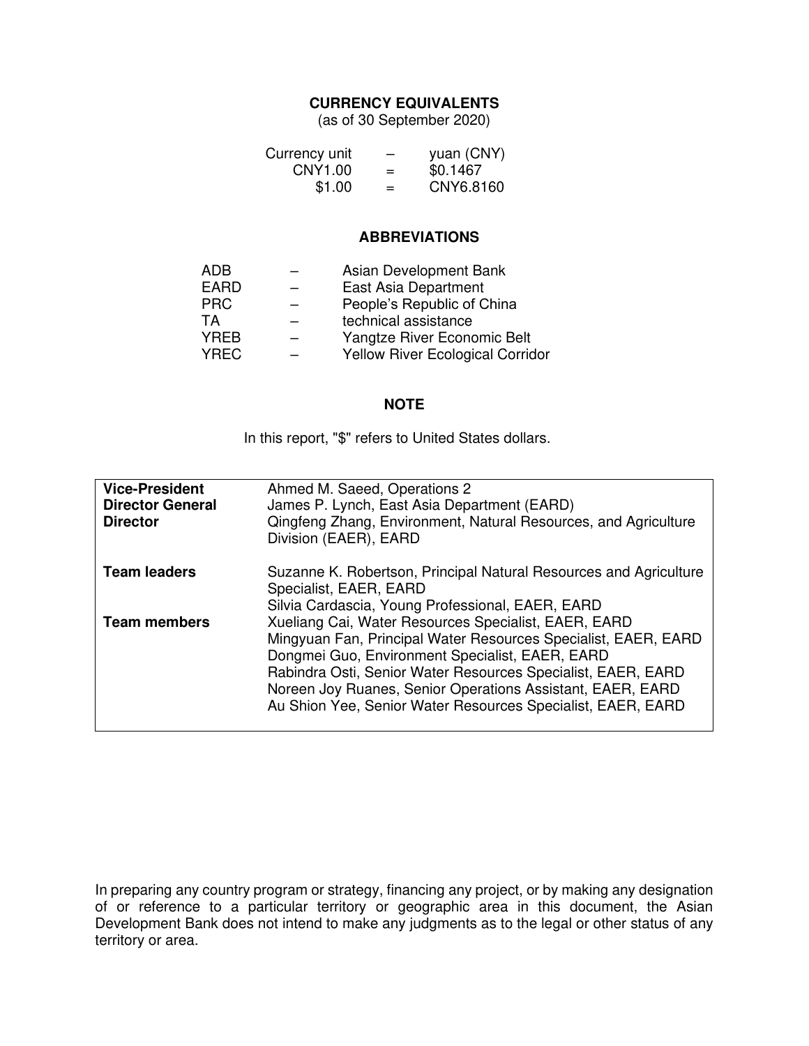## CURRENCY EQUIVALENTS

(as of 30 September 2020)

| Currency unit | – | yuan (CNY) |
| --- | --- | --- |
| CNY1.00 | = | $0.1467 |
| $1.00 | = | CNY6.8160 |

## ABBREVIATIONS

| | | |
| --- | --- | --- |
| ADB | – | Asian Development Bank |
| EARD | – | East Asia Department |
| PRC | – | People's Republic of China |
| TA | – | technical assistance |
| YREB | – | Yangtze River Economic Belt |
| YREC | – | Yellow River Ecological Corridor |

## NOTE

In this report, "$" refers to United States dollars.

| | |
| --- | --- |
| **Vice-President** | Ahmed M. Saeed, Operations 2 |
| **Director General** | James P. Lynch, East Asia Department (EARD) |
| **Director** | Qingfeng Zhang, Environment, Natural Resources, and Agriculture Division (EAER), EARD |
| **Team leaders** | Suzanne K. Robertson, Principal Natural Resources and Agriculture Specialist, EAER, EARD<br>Silvia Cardascia, Young Professional, EAER, EARD |
| **Team members** | Xueliang Cai, Water Resources Specialist, EAER, EARD<br>Mingyuan Fan, Principal Water Resources Specialist, EAER, EARD<br>Dongmei Guo, Environment Specialist, EAER, EARD<br>Rabindra Osti, Senior Water Resources Specialist, EAER, EARD<br>Noreen Joy Ruanes, Senior Operations Assistant, EAER, EARD<br>Au Shion Yee, Senior Water Resources Specialist, EAER, EARD |

In preparing any country program or strategy, financing any project, or by making any designation of or reference to a particular territory or geographic area in this document, the Asian Development Bank does not intend to make any judgments as to the legal or other status of any territory or area.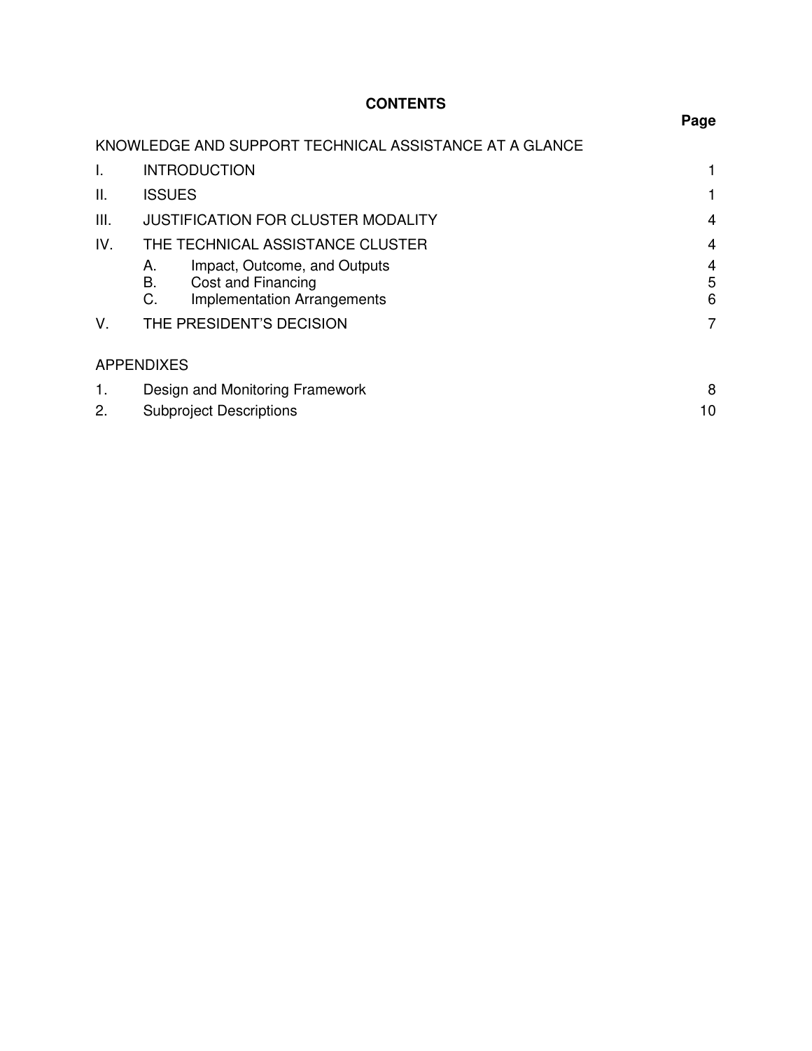# CONTENTS

| | | Page |
|---|---|---|
| KNOWLEDGE AND SUPPORT TECHNICAL ASSISTANCE AT A GLANCE | | |
| I. | INTRODUCTION | 1 |
| II. | ISSUES | 1 |
| III. | JUSTIFICATION FOR CLUSTER MODALITY | 4 |
| IV. | THE TECHNICAL ASSISTANCE CLUSTER | 4 |
| | A. Impact, Outcome, and Outputs | 4 |
| | B. Cost and Financing | 5 |
| | C. Implementation Arrangements | 6 |
| V. | THE PRESIDENT'S DECISION | 7 |

APPENDIXES

| | | |
|---|---|---|
| 1. | Design and Monitoring Framework | 8 |
| 2. | Subproject Descriptions | 10 |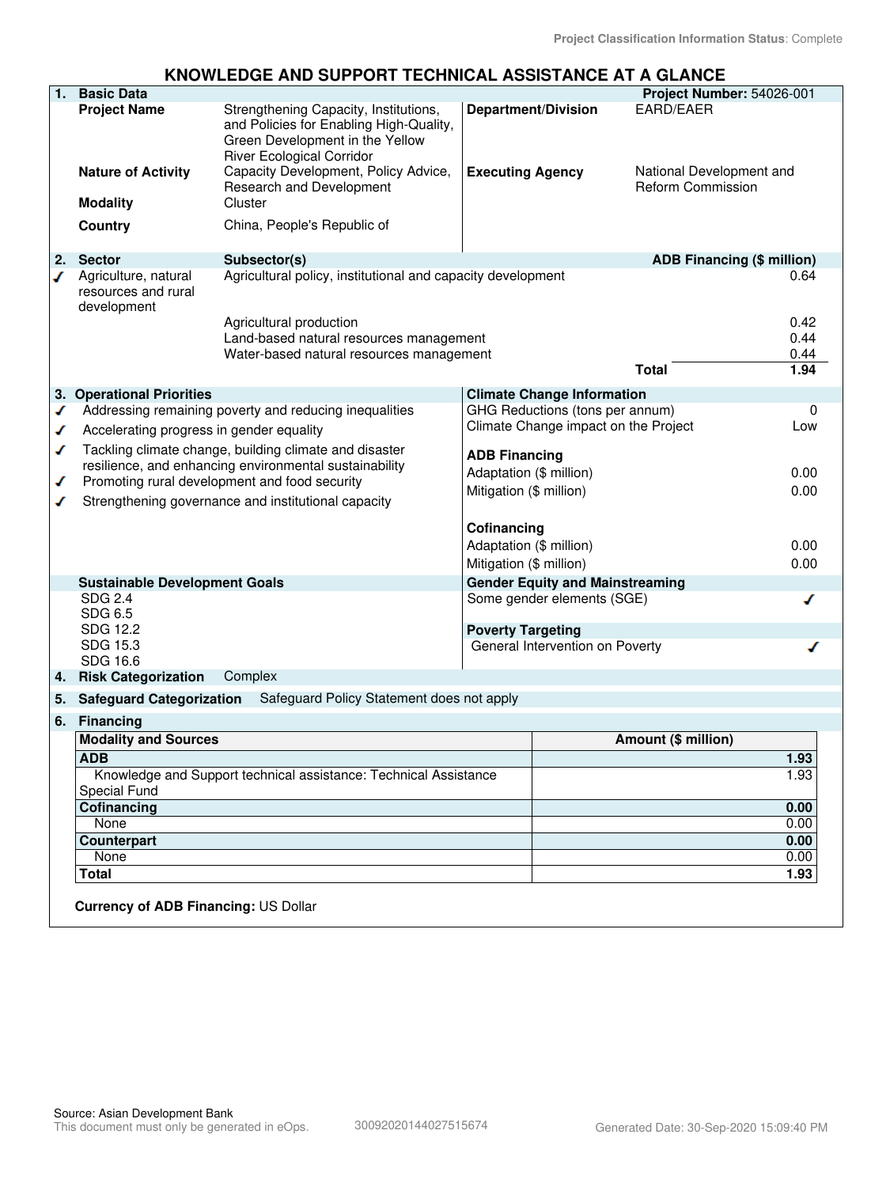Project Classification Information Status: Complete

# KNOWLEDGE AND SUPPORT TECHNICAL ASSISTANCE AT A GLANCE

## 1. Basic Data

**Project Number:** 54026-001

| | | | |
|---|---|---|---|
| **Project Name** | Strengthening Capacity, Institutions, and Policies for Enabling High-Quality, Green Development in the Yellow River Ecological Corridor | **Department/Division** | EARD/EAER |
| **Nature of Activity** | Capacity Development, Policy Advice, Research and Development | **Executing Agency** | National Development and Reform Commission |
| **Modality** | Cluster | | |
| **Country** | China, People's Republic of | | |

## 2. Sector

| | Sector | Subsector(s) | ADB Financing ($ million) |
|---|---|---|---|
| ✓ | Agriculture, natural resources and rural development | Agricultural policy, institutional and capacity development | 0.64 |
| | | Agricultural production | 0.42 |
| | | Land-based natural resources management | 0.44 |
| | | Water-based natural resources management | 0.44 |
| | | **Total** | **1.94** |

## 3. Operational Priorities

✓ Addressing remaining poverty and reducing inequalities
✓ Accelerating progress in gender equality
✓ Tackling climate change, building climate and disaster resilience, and enhancing environmental sustainability
✓ Promoting rural development and food security
✓ Strengthening governance and institutional capacity

**Climate Change Information**

| | |
|---|---|
| GHG Reductions (tons per annum) | 0 |
| Climate Change impact on the Project | Low |

**ADB Financing**

| | |
|---|---|
| Adaptation ($ million) | 0.00 |
| Mitigation ($ million) | 0.00 |

**Cofinancing**

| | |
|---|---|
| Adaptation ($ million) | 0.00 |
| Mitigation ($ million) | 0.00 |

**Sustainable Development Goals**

SDG 2.4
SDG 6.5
SDG 12.2
SDG 15.3
SDG 16.6

**Gender Equity and Mainstreaming**

Some gender elements (SGE) ✓

**Poverty Targeting**

General Intervention on Poverty ✓

## 4. Risk Categorization

Complex

## 5. Safeguard Categorization

Safeguard Policy Statement does not apply

## 6. Financing

| Modality and Sources | Amount ($ million) |
|---|---|
| **ADB** | **1.93** |
| Knowledge and Support technical assistance: Technical Assistance Special Fund | 1.93 |
| **Cofinancing** | **0.00** |
| None | 0.00 |
| **Counterpart** | **0.00** |
| None | 0.00 |
| **Total** | **1.93** |

**Currency of ADB Financing:** US Dollar

Source: Asian Development Bank
This document must only be generated in eOps. 30092020144027515674 Generated Date: 30-Sep-2020 15:09:40 PM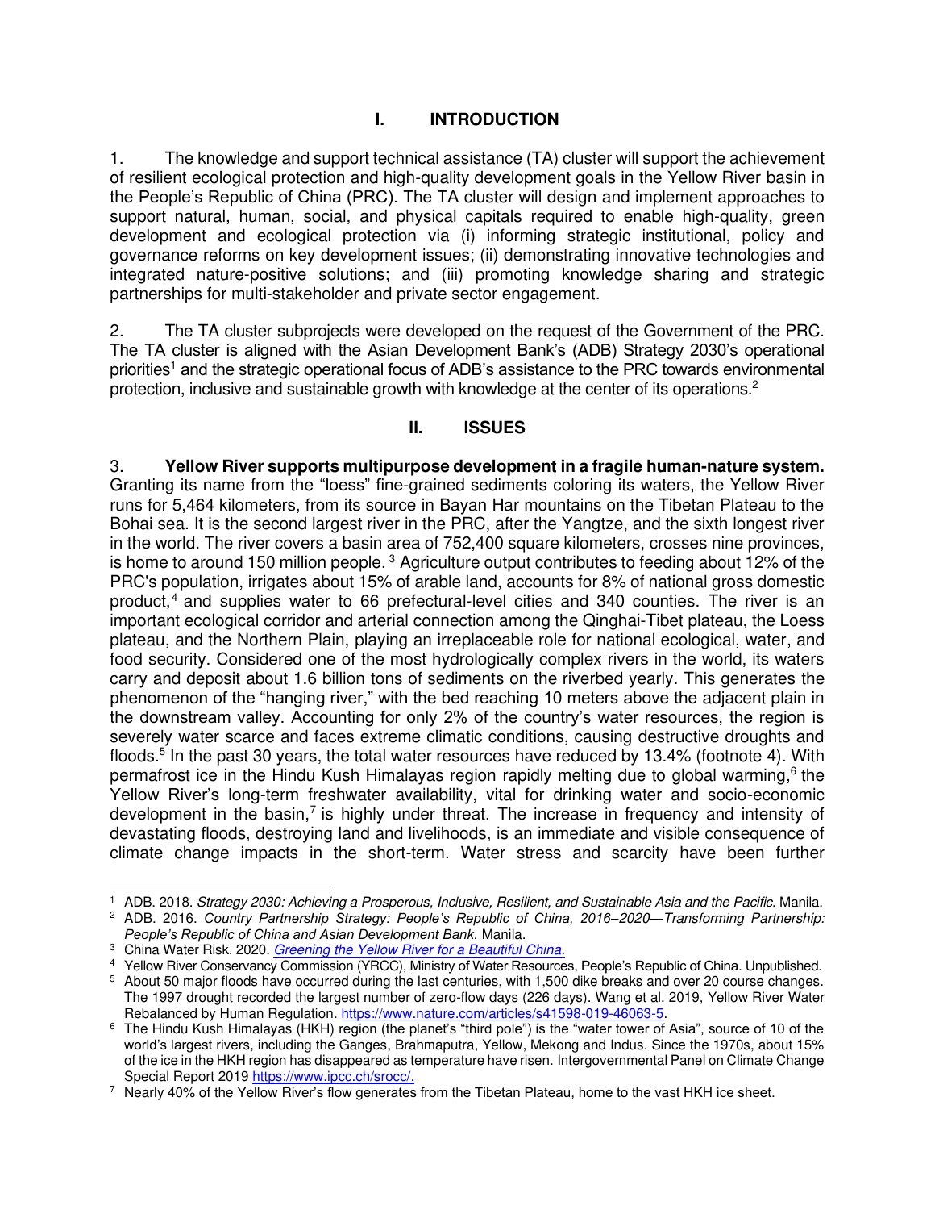## I. INTRODUCTION

1. The knowledge and support technical assistance (TA) cluster will support the achievement of resilient ecological protection and high-quality development goals in the Yellow River basin in the People's Republic of China (PRC). The TA cluster will design and implement approaches to support natural, human, social, and physical capitals required to enable high-quality, green development and ecological protection via (i) informing strategic institutional, policy and governance reforms on key development issues; (ii) demonstrating innovative technologies and integrated nature-positive solutions; and (iii) promoting knowledge sharing and strategic partnerships for multi-stakeholder and private sector engagement.

2. The TA cluster subprojects were developed on the request of the Government of the PRC. The TA cluster is aligned with the Asian Development Bank's (ADB) Strategy 2030's operational priorities[1] and the strategic operational focus of ADB's assistance to the PRC towards environmental protection, inclusive and sustainable growth with knowledge at the center of its operations.[2]

## II. ISSUES

3. **Yellow River supports multipurpose development in a fragile human-nature system.** Granting its name from the "loess" fine-grained sediments coloring its waters, the Yellow River runs for 5,464 kilometers, from its source in Bayan Har mountains on the Tibetan Plateau to the Bohai sea. It is the second largest river in the PRC, after the Yangtze, and the sixth longest river in the world. The river covers a basin area of 752,400 square kilometers, crosses nine provinces, is home to around 150 million people.[3] Agriculture output contributes to feeding about 12% of the PRC's population, irrigates about 15% of arable land, accounts for 8% of national gross domestic product,[4] and supplies water to 66 prefectural-level cities and 340 counties. The river is an important ecological corridor and arterial connection among the Qinghai-Tibet plateau, the Loess plateau, and the Northern Plain, playing an irreplaceable role for national ecological, water, and food security. Considered one of the most hydrologically complex rivers in the world, its waters carry and deposit about 1.6 billion tons of sediments on the riverbed yearly. This generates the phenomenon of the "hanging river," with the bed reaching 10 meters above the adjacent plain in the downstream valley. Accounting for only 2% of the country's water resources, the region is severely water scarce and faces extreme climatic conditions, causing destructive droughts and floods.[5] In the past 30 years, the total water resources have reduced by 13.4% (footnote 4). With permafrost ice in the Hindu Kush Himalayas region rapidly melting due to global warming,[6] the Yellow River's long-term freshwater availability, vital for drinking water and socio-economic development in the basin,[7] is highly under threat. The increase in frequency and intensity of devastating floods, destroying land and livelihoods, is an immediate and visible consequence of climate change impacts in the short-term. Water stress and scarcity have been further

---

[1] ADB. 2018. *Strategy 2030: Achieving a Prosperous, Inclusive, Resilient, and Sustainable Asia and the Pacific*. Manila.

[2] ADB. 2016. *Country Partnership Strategy: People's Republic of China, 2016–2020—Transforming Partnership: People's Republic of China and Asian Development Bank.* Manila.

[3] China Water Risk. 2020. *Greening the Yellow River for a Beautiful China.*

[4] Yellow River Conservancy Commission (YRCC), Ministry of Water Resources, People's Republic of China. Unpublished.

[5] About 50 major floods have occurred during the last centuries, with 1,500 dike breaks and over 20 course changes. The 1997 drought recorded the largest number of zero-flow days (226 days). Wang et al. 2019, Yellow River Water Rebalanced by Human Regulation. https://www.nature.com/articles/s41598-019-46063-5.

[6] The Hindu Kush Himalayas (HKH) region (the planet's "third pole") is the "water tower of Asia", source of 10 of the world's largest rivers, including the Ganges, Brahmaputra, Yellow, Mekong and Indus. Since the 1970s, about 15% of the ice in the HKH region has disappeared as temperature have risen. Intergovernmental Panel on Climate Change Special Report 2019 https://www.ipcc.ch/srocc/.

[7] Nearly 40% of the Yellow River's flow generates from the Tibetan Plateau, home to the vast HKH ice sheet.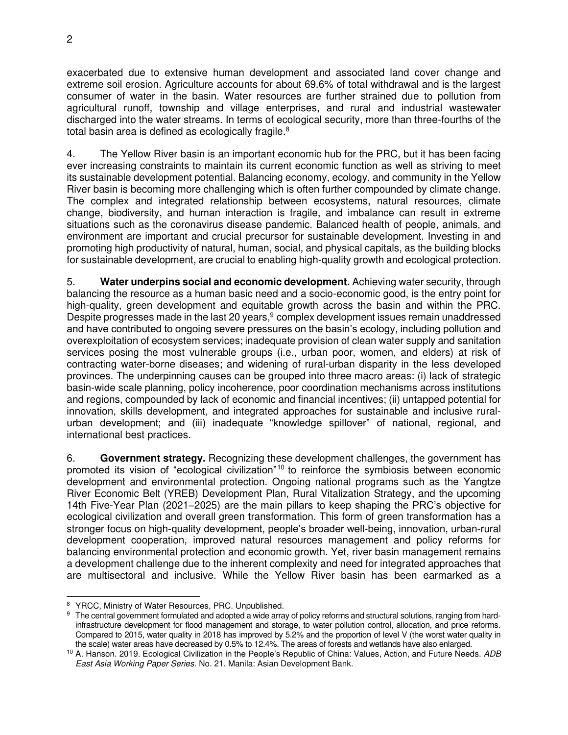exacerbated due to extensive human development and associated land cover change and extreme soil erosion. Agriculture accounts for about 69.6% of total withdrawal and is the largest consumer of water in the basin. Water resources are further strained due to pollution from agricultural runoff, township and village enterprises, and rural and industrial wastewater discharged into the water streams. In terms of ecological security, more than three-fourths of the total basin area is defined as ecologically fragile.[8]

4. The Yellow River basin is an important economic hub for the PRC, but it has been facing ever increasing constraints to maintain its current economic function as well as striving to meet its sustainable development potential. Balancing economy, ecology, and community in the Yellow River basin is becoming more challenging which is often further compounded by climate change. The complex and integrated relationship between ecosystems, natural resources, climate change, biodiversity, and human interaction is fragile, and imbalance can result in extreme situations such as the coronavirus disease pandemic. Balanced health of people, animals, and environment are important and crucial precursor for sustainable development. Investing in and promoting high productivity of natural, human, social, and physical capitals, as the building blocks for sustainable development, are crucial to enabling high-quality growth and ecological protection.

5. **Water underpins social and economic development.** Achieving water security, through balancing the resource as a human basic need and a socio-economic good, is the entry point for high-quality, green development and equitable growth across the basin and within the PRC. Despite progresses made in the last 20 years,[9] complex development issues remain unaddressed and have contributed to ongoing severe pressures on the basin's ecology, including pollution and overexploitation of ecosystem services; inadequate provision of clean water supply and sanitation services posing the most vulnerable groups (i.e., urban poor, women, and elders) at risk of contracting water-borne diseases; and widening of rural-urban disparity in the less developed provinces. The underpinning causes can be grouped into three macro areas: (i) lack of strategic basin-wide scale planning, policy incoherence, poor coordination mechanisms across institutions and regions, compounded by lack of economic and financial incentives; (ii) untapped potential for innovation, skills development, and integrated approaches for sustainable and inclusive rural-urban development; and (iii) inadequate "knowledge spillover" of national, regional, and international best practices.

6. **Government strategy.** Recognizing these development challenges, the government has promoted its vision of "ecological civilization"[10] to reinforce the symbiosis between economic development and environmental protection. Ongoing national programs such as the Yangtze River Economic Belt (YREB) Development Plan, Rural Vitalization Strategy, and the upcoming 14th Five-Year Plan (2021–2025) are the main pillars to keep shaping the PRC's objective for ecological civilization and overall green transformation. This form of green transformation has a stronger focus on high-quality development, people's broader well-being, innovation, urban-rural development cooperation, improved natural resources management and policy reforms for balancing environmental protection and economic growth. Yet, river basin management remains a development challenge due to the inherent complexity and need for integrated approaches that are multisectoral and inclusive. While the Yellow River basin has been earmarked as a

---

[8] YRCC, Ministry of Water Resources, PRC. Unpublished.

[9] The central government formulated and adopted a wide array of policy reforms and structural solutions, ranging from hard-infrastructure development for flood management and storage, to water pollution control, allocation, and price reforms. Compared to 2015, water quality in 2018 has improved by 5.2% and the proportion of level V (the worst water quality in the scale) water areas have decreased by 0.5% to 12.4%. The areas of forests and wetlands have also enlarged.

[10] A. Hanson. 2019. Ecological Civilization in the People's Republic of China: Values, Action, and Future Needs. *ADB East Asia Working Paper Series*. No. 21. Manila: Asian Development Bank.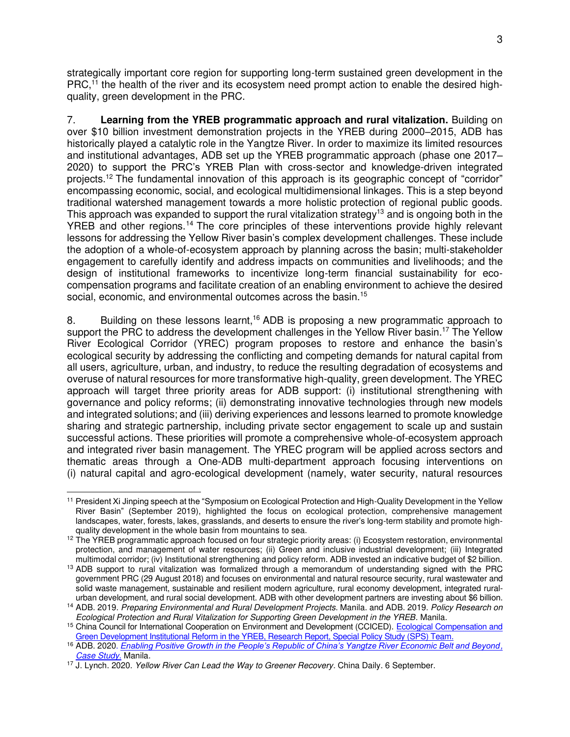strategically important core region for supporting long-term sustained green development in the PRC,[11] the health of the river and its ecosystem need prompt action to enable the desired high-quality, green development in the PRC.

7. **Learning from the YREB programmatic approach and rural vitalization.** Building on over $10 billion investment demonstration projects in the YREB during 2000–2015, ADB has historically played a catalytic role in the Yangtze River. In order to maximize its limited resources and institutional advantages, ADB set up the YREB programmatic approach (phase one 2017–2020) to support the PRC's YREB Plan with cross-sector and knowledge-driven integrated projects.[12] The fundamental innovation of this approach is its geographic concept of "corridor" encompassing economic, social, and ecological multidimensional linkages. This is a step beyond traditional watershed management towards a more holistic protection of regional public goods. This approach was expanded to support the rural vitalization strategy[13] and is ongoing both in the YREB and other regions.[14] The core principles of these interventions provide highly relevant lessons for addressing the Yellow River basin's complex development challenges. These include the adoption of a whole-of-ecosystem approach by planning across the basin; multi-stakeholder engagement to carefully identify and address impacts on communities and livelihoods; and the design of institutional frameworks to incentivize long-term financial sustainability for eco-compensation programs and facilitate creation of an enabling environment to achieve the desired social, economic, and environmental outcomes across the basin.[15]

8. Building on these lessons learnt,[16] ADB is proposing a new programmatic approach to support the PRC to address the development challenges in the Yellow River basin.[17] The Yellow River Ecological Corridor (YREC) program proposes to restore and enhance the basin's ecological security by addressing the conflicting and competing demands for natural capital from all users, agriculture, urban, and industry, to reduce the resulting degradation of ecosystems and overuse of natural resources for more transformative high-quality, green development. The YREC approach will target three priority areas for ADB support: (i) institutional strengthening with governance and policy reforms; (ii) demonstrating innovative technologies through new models and integrated solutions; and (iii) deriving experiences and lessons learned to promote knowledge sharing and strategic partnership, including private sector engagement to scale up and sustain successful actions. These priorities will promote a comprehensive whole-of-ecosystem approach and integrated river basin management. The YREC program will be applied across sectors and thematic areas through a One-ADB multi-department approach focusing interventions on (i) natural capital and agro-ecological development (namely, water security, natural resources

---

[11] President Xi Jinping speech at the "Symposium on Ecological Protection and High-Quality Development in the Yellow River Basin" (September 2019), highlighted the focus on ecological protection, comprehensive management landscapes, water, forests, lakes, grasslands, and deserts to ensure the river's long-term stability and promote high-quality development in the whole basin from mountains to sea.

[12] The YREB programmatic approach focused on four strategic priority areas: (i) Ecosystem restoration, environmental protection, and management of water resources; (ii) Green and inclusive industrial development; (iii) Integrated multimodal corridor; (iv) Institutional strengthening and policy reform. ADB invested an indicative budget of $2 billion.

[13] ADB support to rural vitalization was formalized through a memorandum of understanding signed with the PRC government PRC (29 August 2018) and focuses on environmental and natural resource security, rural wastewater and solid waste management, sustainable and resilient modern agriculture, rural economy development, integrated rural-urban development, and rural social development. ADB with other development partners are investing about $6 billion.

[14] ADB. 2019. *Preparing Environmental and Rural Development Projects.* Manila. and ADB. 2019. *Policy Research on Ecological Protection and Rural Vitalization for Supporting Green Development in the YREB.* Manila.

[15] China Council for International Cooperation on Environment and Development (CCICED). Ecological Compensation and Green Development Institutional Reform in the YREB, Research Report, Special Policy Study (SPS) Team.

[16] ADB. 2020. *Enabling Positive Growth in the People's Republic of China's Yangtze River Economic Belt and Beyond, Case Study.* Manila.

[17] J. Lynch. 2020. *Yellow River Can Lead the Way to Greener Recovery.* China Daily. 6 September.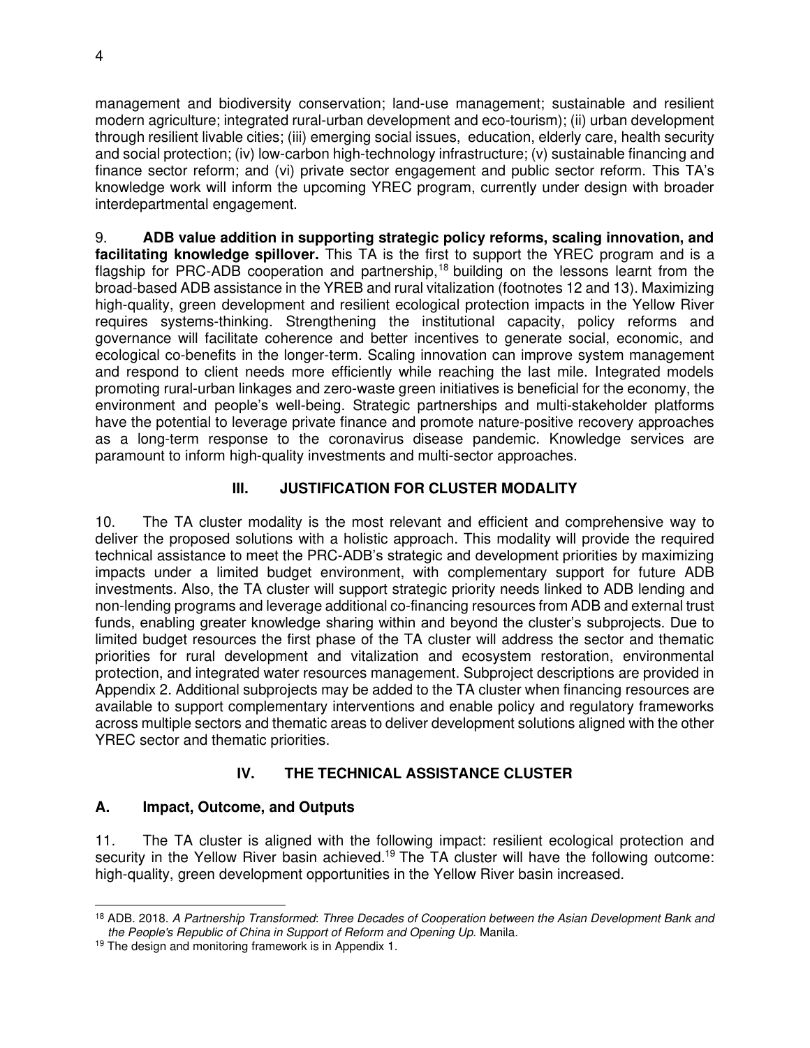management and biodiversity conservation; land-use management; sustainable and resilient modern agriculture; integrated rural-urban development and eco-tourism); (ii) urban development through resilient livable cities; (iii) emerging social issues, education, elderly care, health security and social protection; (iv) low-carbon high-technology infrastructure; (v) sustainable financing and finance sector reform; and (vi) private sector engagement and public sector reform. This TA's knowledge work will inform the upcoming YREC program, currently under design with broader interdepartmental engagement.

9. **ADB value addition in supporting strategic policy reforms, scaling innovation, and facilitating knowledge spillover.** This TA is the first to support the YREC program and is a flagship for PRC-ADB cooperation and partnership,[18] building on the lessons learnt from the broad-based ADB assistance in the YREB and rural vitalization (footnotes 12 and 13). Maximizing high-quality, green development and resilient ecological protection impacts in the Yellow River requires systems-thinking. Strengthening the institutional capacity, policy reforms and governance will facilitate coherence and better incentives to generate social, economic, and ecological co-benefits in the longer-term. Scaling innovation can improve system management and respond to client needs more efficiently while reaching the last mile. Integrated models promoting rural-urban linkages and zero-waste green initiatives is beneficial for the economy, the environment and people's well-being. Strategic partnerships and multi-stakeholder platforms have the potential to leverage private finance and promote nature-positive recovery approaches as a long-term response to the coronavirus disease pandemic. Knowledge services are paramount to inform high-quality investments and multi-sector approaches.

## III. JUSTIFICATION FOR CLUSTER MODALITY

10. The TA cluster modality is the most relevant and efficient and comprehensive way to deliver the proposed solutions with a holistic approach. This modality will provide the required technical assistance to meet the PRC-ADB's strategic and development priorities by maximizing impacts under a limited budget environment, with complementary support for future ADB investments. Also, the TA cluster will support strategic priority needs linked to ADB lending and non-lending programs and leverage additional co-financing resources from ADB and external trust funds, enabling greater knowledge sharing within and beyond the cluster's subprojects. Due to limited budget resources the first phase of the TA cluster will address the sector and thematic priorities for rural development and vitalization and ecosystem restoration, environmental protection, and integrated water resources management. Subproject descriptions are provided in Appendix 2. Additional subprojects may be added to the TA cluster when financing resources are available to support complementary interventions and enable policy and regulatory frameworks across multiple sectors and thematic areas to deliver development solutions aligned with the other YREC sector and thematic priorities.

## IV. THE TECHNICAL ASSISTANCE CLUSTER

### A. Impact, Outcome, and Outputs

11. The TA cluster is aligned with the following impact: resilient ecological protection and security in the Yellow River basin achieved.[19] The TA cluster will have the following outcome: high-quality, green development opportunities in the Yellow River basin increased.

---

[18] ADB. 2018. *A Partnership Transformed*: *Three Decades of Cooperation between the Asian Development Bank and the People's Republic of China in Support of Reform and Opening Up.* Manila.

[19] The design and monitoring framework is in Appendix 1.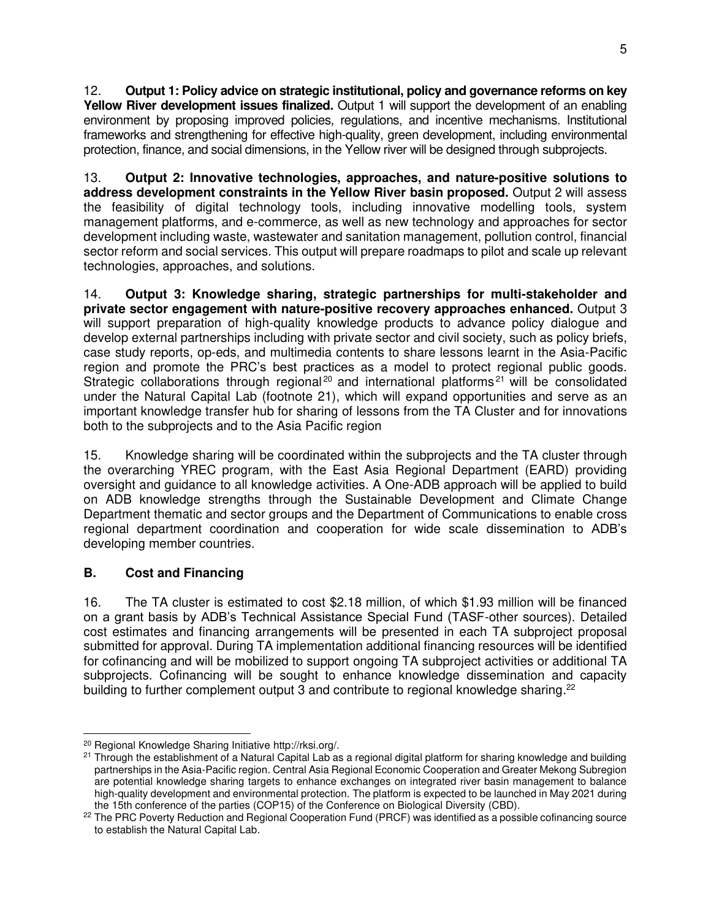12. **Output 1: Policy advice on strategic institutional, policy and governance reforms on key Yellow River development issues finalized.** Output 1 will support the development of an enabling environment by proposing improved policies, regulations, and incentive mechanisms. Institutional frameworks and strengthening for effective high-quality, green development, including environmental protection, finance, and social dimensions, in the Yellow river will be designed through subprojects.

13. **Output 2: Innovative technologies, approaches, and nature-positive solutions to address development constraints in the Yellow River basin proposed.** Output 2 will assess the feasibility of digital technology tools, including innovative modelling tools, system management platforms, and e-commerce, as well as new technology and approaches for sector development including waste, wastewater and sanitation management, pollution control, financial sector reform and social services. This output will prepare roadmaps to pilot and scale up relevant technologies, approaches, and solutions.

14. **Output 3: Knowledge sharing, strategic partnerships for multi-stakeholder and private sector engagement with nature-positive recovery approaches enhanced.** Output 3 will support preparation of high-quality knowledge products to advance policy dialogue and develop external partnerships including with private sector and civil society, such as policy briefs, case study reports, op-eds, and multimedia contents to share lessons learnt in the Asia-Pacific region and promote the PRC's best practices as a model to protect regional public goods. Strategic collaborations through regional[20] and international platforms[21] will be consolidated under the Natural Capital Lab (footnote 21), which will expand opportunities and serve as an important knowledge transfer hub for sharing of lessons from the TA Cluster and for innovations both to the subprojects and to the Asia Pacific region

15. Knowledge sharing will be coordinated within the subprojects and the TA cluster through the overarching YREC program, with the East Asia Regional Department (EARD) providing oversight and guidance to all knowledge activities. A One-ADB approach will be applied to build on ADB knowledge strengths through the Sustainable Development and Climate Change Department thematic and sector groups and the Department of Communications to enable cross regional department coordination and cooperation for wide scale dissemination to ADB's developing member countries.

### B. Cost and Financing

16. The TA cluster is estimated to cost $2.18 million, of which $1.93 million will be financed on a grant basis by ADB's Technical Assistance Special Fund (TASF-other sources). Detailed cost estimates and financing arrangements will be presented in each TA subproject proposal submitted for approval. During TA implementation additional financing resources will be identified for cofinancing and will be mobilized to support ongoing TA subproject activities or additional TA subprojects. Cofinancing will be sought to enhance knowledge dissemination and capacity building to further complement output 3 and contribute to regional knowledge sharing.[22]

---

[20] Regional Knowledge Sharing Initiative http://rksi.org/.

[21] Through the establishment of a Natural Capital Lab as a regional digital platform for sharing knowledge and building partnerships in the Asia-Pacific region. Central Asia Regional Economic Cooperation and Greater Mekong Subregion are potential knowledge sharing targets to enhance exchanges on integrated river basin management to balance high-quality development and environmental protection. The platform is expected to be launched in May 2021 during the 15th conference of the parties (COP15) of the Conference on Biological Diversity (CBD).

[22] The PRC Poverty Reduction and Regional Cooperation Fund (PRCF) was identified as a possible cofinancing source to establish the Natural Capital Lab.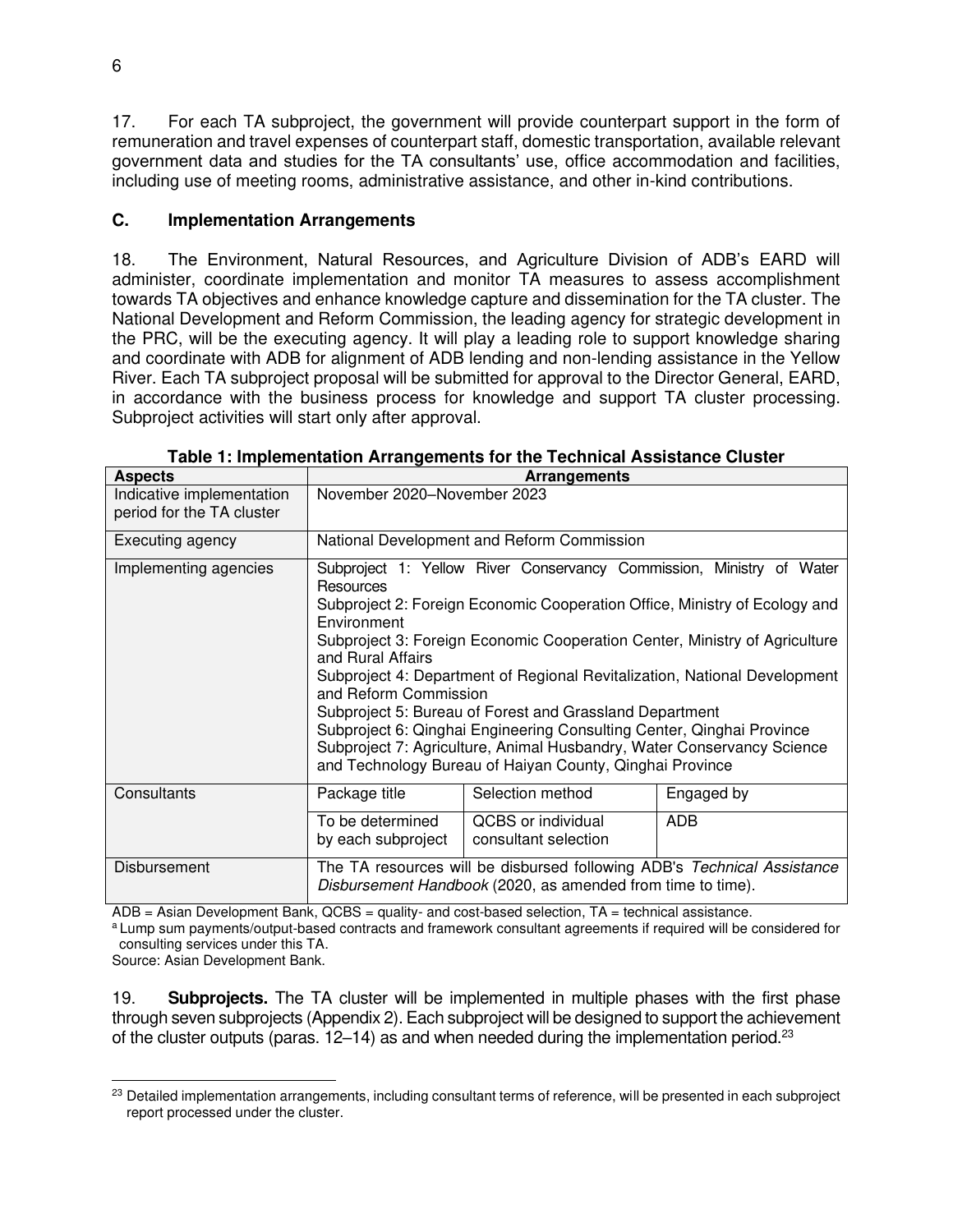17. For each TA subproject, the government will provide counterpart support in the form of remuneration and travel expenses of counterpart staff, domestic transportation, available relevant government data and studies for the TA consultants' use, office accommodation and facilities, including use of meeting rooms, administrative assistance, and other in-kind contributions.

### C. Implementation Arrangements

18. The Environment, Natural Resources, and Agriculture Division of ADB's EARD will administer, coordinate implementation and monitor TA measures to assess accomplishment towards TA objectives and enhance knowledge capture and dissemination for the TA cluster. The National Development and Reform Commission, the leading agency for strategic development in the PRC, will be the executing agency. It will play a leading role to support knowledge sharing and coordinate with ADB for alignment of ADB lending and non-lending assistance in the Yellow River. Each TA subproject proposal will be submitted for approval to the Director General, EARD, in accordance with the business process for knowledge and support TA cluster processing. Subproject activities will start only after approval.

**Table 1: Implementation Arrangements for the Technical Assistance Cluster**

| Aspects | Arrangements | | |
|---|---|---|---|
| Indicative implementation period for the TA cluster | November 2020–November 2023 | | |
| Executing agency | National Development and Reform Commission | | |
| Implementing agencies | Subproject 1: Yellow River Conservancy Commission, Ministry of Water Resources<br>Subproject 2: Foreign Economic Cooperation Office, Ministry of Ecology and Environment<br>Subproject 3: Foreign Economic Cooperation Center, Ministry of Agriculture and Rural Affairs<br>Subproject 4: Department of Regional Revitalization, National Development and Reform Commission<br>Subproject 5: Bureau of Forest and Grassland Department<br>Subproject 6: Qinghai Engineering Consulting Center, Qinghai Province<br>Subproject 7: Agriculture, Animal Husbandry, Water Conservancy Science and Technology Bureau of Haiyan County, Qinghai Province | | |
| Consultants | Package title | Selection method | Engaged by |
| | To be determined by each subproject | QCBS or individual consultant selection | ADB |
| Disbursement | The TA resources will be disbursed following ADB's *Technical Assistance Disbursement Handbook* (2020, as amended from time to time). | | |

ADB = Asian Development Bank, QCBS = quality- and cost-based selection, TA = technical assistance.
[a] Lump sum payments/output-based contracts and framework consultant agreements if required will be considered for consulting services under this TA.
Source: Asian Development Bank.

19. **Subprojects.** The TA cluster will be implemented in multiple phases with the first phase through seven subprojects (Appendix 2). Each subproject will be designed to support the achievement of the cluster outputs (paras. 12–14) as and when needed during the implementation period.[23]

[23] Detailed implementation arrangements, including consultant terms of reference, will be presented in each subproject report processed under the cluster.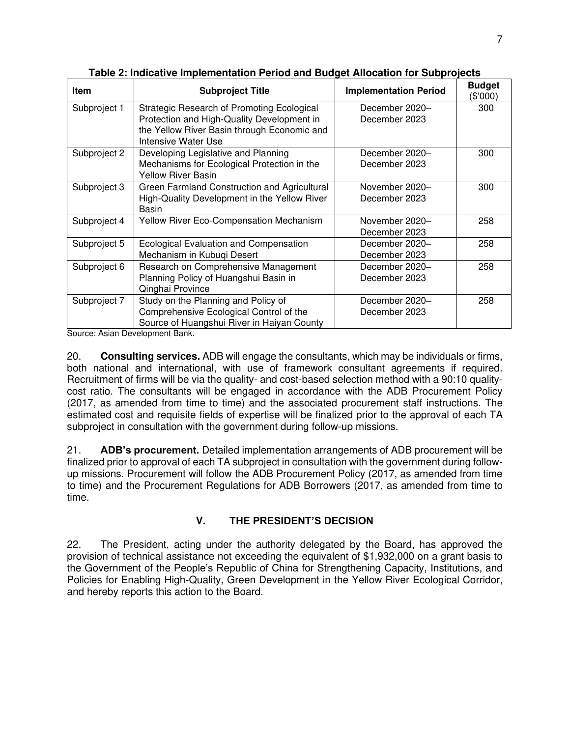**Table 2: Indicative Implementation Period and Budget Allocation for Subprojects**

| Item | Subproject Title | Implementation Period | Budget ($'000) |
|---|---|---|---|
| Subproject 1 | Strategic Research of Promoting Ecological Protection and High-Quality Development in the Yellow River Basin through Economic and Intensive Water Use | December 2020–December 2023 | 300 |
| Subproject 2 | Developing Legislative and Planning Mechanisms for Ecological Protection in the Yellow River Basin | December 2020–December 2023 | 300 |
| Subproject 3 | Green Farmland Construction and Agricultural High-Quality Development in the Yellow River Basin | November 2020–December 2023 | 300 |
| Subproject 4 | Yellow River Eco-Compensation Mechanism | November 2020–December 2023 | 258 |
| Subproject 5 | Ecological Evaluation and Compensation Mechanism in Kubuqi Desert | December 2020–December 2023 | 258 |
| Subproject 6 | Research on Comprehensive Management Planning Policy of Huangshui Basin in Qinghai Province | December 2020–December 2023 | 258 |
| Subproject 7 | Study on the Planning and Policy of Comprehensive Ecological Control of the Source of Huangshui River in Haiyan County | December 2020–December 2023 | 258 |

Source: Asian Development Bank.

20. **Consulting services.** ADB will engage the consultants, which may be individuals or firms, both national and international, with use of framework consultant agreements if required. Recruitment of firms will be via the quality- and cost-based selection method with a 90:10 quality-cost ratio. The consultants will be engaged in accordance with the ADB Procurement Policy (2017, as amended from time to time) and the associated procurement staff instructions. The estimated cost and requisite fields of expertise will be finalized prior to the approval of each TA subproject in consultation with the government during follow-up missions.

21. **ADB's procurement.** Detailed implementation arrangements of ADB procurement will be finalized prior to approval of each TA subproject in consultation with the government during follow-up missions. Procurement will follow the ADB Procurement Policy (2017, as amended from time to time) and the Procurement Regulations for ADB Borrowers (2017, as amended from time to time.

## V. THE PRESIDENT'S DECISION

22. The President, acting under the authority delegated by the Board, has approved the provision of technical assistance not exceeding the equivalent of $1,932,000 on a grant basis to the Government of the People's Republic of China for Strengthening Capacity, Institutions, and Policies for Enabling High-Quality, Green Development in the Yellow River Ecological Corridor, and hereby reports this action to the Board.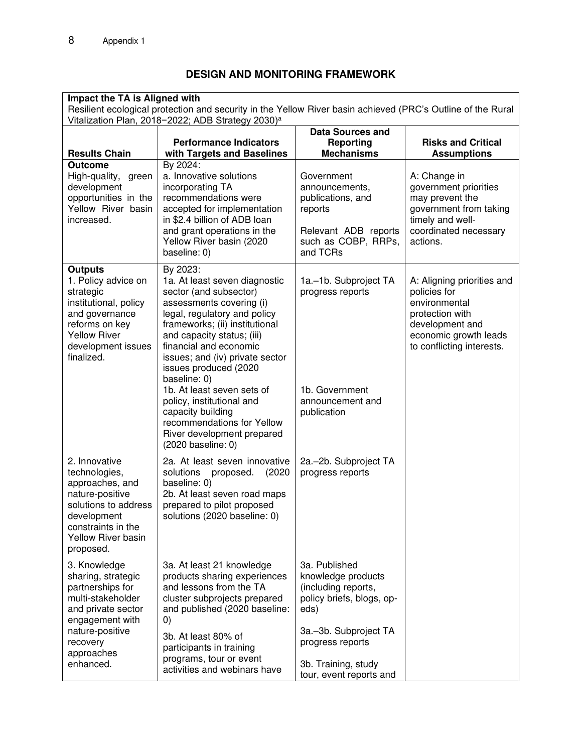# DESIGN AND MONITORING FRAMEWORK

| **Impact the TA is Aligned with** | | | |
|---|---|---|---|
| Resilient ecological protection and security in the Yellow River basin achieved (PRC's Outline of the Rural Vitalization Plan, 2018−2022; ADB Strategy 2030)[a] | | | |
| **Results Chain** | **Performance Indicators with Targets and Baselines** | **Data Sources and Reporting Mechanisms** | **Risks and Critical Assumptions** |
| **Outcome**<br>High-quality, green development opportunities in the Yellow River basin increased. | By 2024:<br>a. Innovative solutions incorporating TA recommendations were accepted for implementation in $2.4 billion of ADB loan and grant operations in the Yellow River basin (2020 baseline: 0) | Government announcements, publications, and reports<br><br>Relevant ADB reports such as COBP, RRPs, and TCRs | A: Change in government priorities may prevent the government from taking timely and well-coordinated necessary actions. |
| **Outputs**<br>1. Policy advice on strategic institutional, policy and governance reforms on key Yellow River development issues finalized. | By 2023:<br>1a. At least seven diagnostic sector (and subsector) assessments covering (i) legal, regulatory and policy frameworks; (ii) institutional and capacity status; (iii) financial and economic issues; and (iv) private sector issues produced (2020 baseline: 0)<br>1b. At least seven sets of policy, institutional and capacity building recommendations for Yellow River development prepared (2020 baseline: 0) | 1a.–1b. Subproject TA progress reports<br><br>1b. Government announcement and publication | A: Aligning priorities and policies for environmental protection with development and economic growth leads to conflicting interests. |
| 2. Innovative technologies, approaches, and nature-positive solutions to address development constraints in the Yellow River basin proposed. | 2a. At least seven innovative solutions proposed. (2020 baseline: 0)<br>2b. At least seven road maps prepared to pilot proposed solutions (2020 baseline: 0) | 2a.–2b. Subproject TA progress reports | |
| 3. Knowledge sharing, strategic partnerships for multi-stakeholder and private sector engagement with nature-positive recovery approaches enhanced. | 3a. At least 21 knowledge products sharing experiences and lessons from the TA cluster subprojects prepared and published (2020 baseline: 0)<br>3b. At least 80% of participants in training programs, tour or event activities and webinars have | 3a. Published knowledge products (including reports, policy briefs, blogs, op-eds)<br><br>3a.–3b. Subproject TA progress reports<br><br>3b. Training, study tour, event reports and | |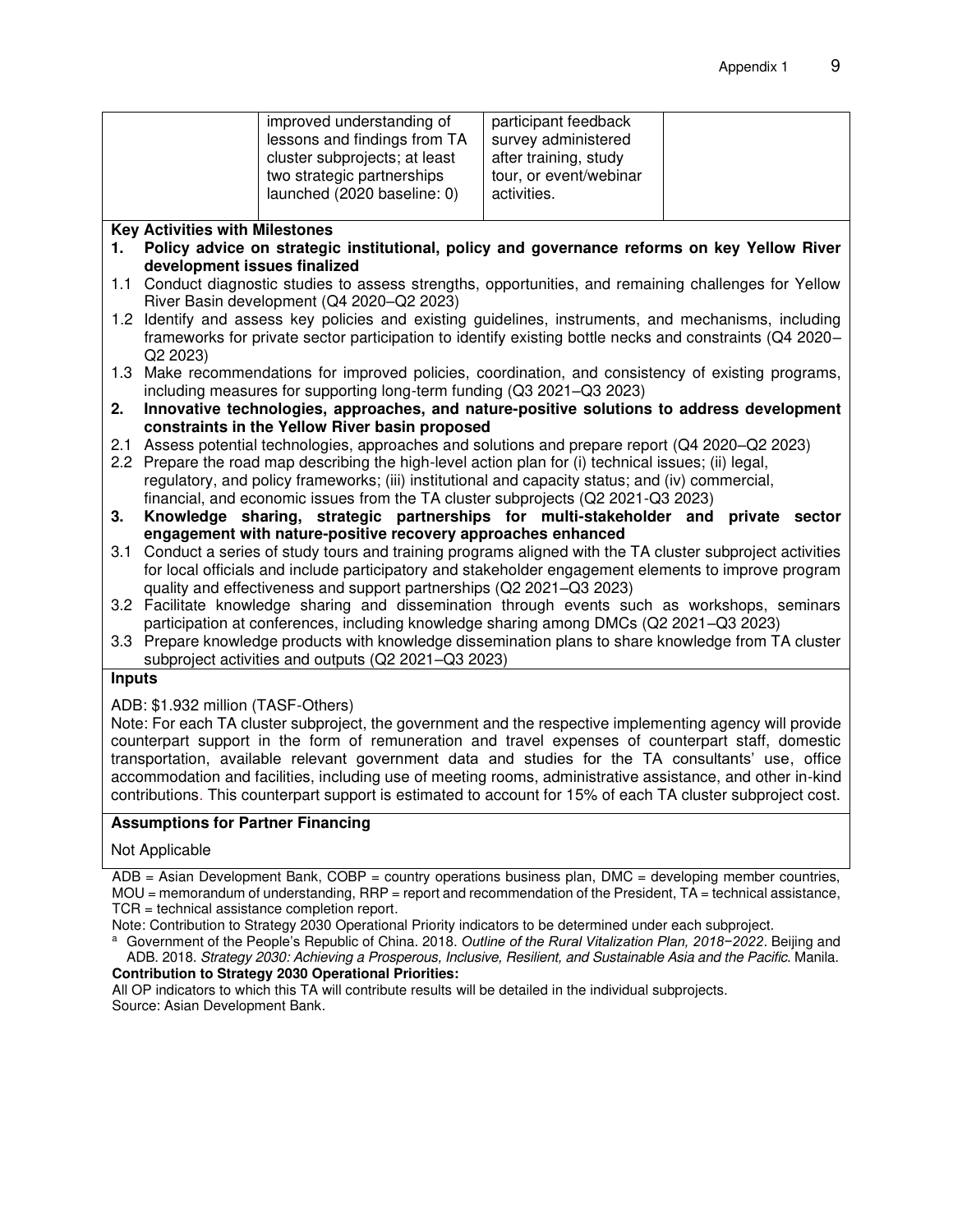|  | improved understanding of lessons and findings from TA cluster subprojects; at least two strategic partnerships launched (2020 baseline: 0) | participant feedback survey administered after training, study tour, or event/webinar activities. |  |
|---|---|---|---|

**Key Activities with Milestones**

1. **Policy advice on strategic institutional, policy and governance reforms on key Yellow River development issues finalized**

1.1 Conduct diagnostic studies to assess strengths, opportunities, and remaining challenges for Yellow River Basin development (Q4 2020–Q2 2023)

1.2 Identify and assess key policies and existing guidelines, instruments, and mechanisms, including frameworks for private sector participation to identify existing bottle necks and constraints (Q4 2020–Q2 2023)

1.3 Make recommendations for improved policies, coordination, and consistency of existing programs, including measures for supporting long-term funding (Q3 2021–Q3 2023)

2. **Innovative technologies, approaches, and nature-positive solutions to address development constraints in the Yellow River basin proposed**

2.1 Assess potential technologies, approaches and solutions and prepare report (Q4 2020–Q2 2023)

2.2 Prepare the road map describing the high-level action plan for (i) technical issues; (ii) legal, regulatory, and policy frameworks; (iii) institutional and capacity status; and (iv) commercial, financial, and economic issues from the TA cluster subprojects (Q2 2021-Q3 2023)

3. **Knowledge sharing, strategic partnerships for multi-stakeholder and private sector engagement with nature-positive recovery approaches enhanced**

3.1 Conduct a series of study tours and training programs aligned with the TA cluster subproject activities for local officials and include participatory and stakeholder engagement elements to improve program quality and effectiveness and support partnerships (Q2 2021–Q3 2023)

3.2 Facilitate knowledge sharing and dissemination through events such as workshops, seminars participation at conferences, including knowledge sharing among DMCs (Q2 2021–Q3 2023)

3.3 Prepare knowledge products with knowledge dissemination plans to share knowledge from TA cluster subproject activities and outputs (Q2 2021–Q3 2023)

**Inputs**

ADB: $1.932 million (TASF-Others)

Note: For each TA cluster subproject, the government and the respective implementing agency will provide counterpart support in the form of remuneration and travel expenses of counterpart staff, domestic transportation, available relevant government data and studies for the TA consultants' use, office accommodation and facilities, including use of meeting rooms, administrative assistance, and other in-kind contributions. This counterpart support is estimated to account for 15% of each TA cluster subproject cost.

**Assumptions for Partner Financing**

Not Applicable

ADB = Asian Development Bank, COBP = country operations business plan, DMC = developing member countries, MOU = memorandum of understanding, RRP = report and recommendation of the President, TA = technical assistance, TCR = technical assistance completion report.

Note: Contribution to Strategy 2030 Operational Priority indicators to be determined under each subproject.

[a] Government of the People's Republic of China. 2018. *Outline of the Rural Vitalization Plan, 2018−2022*. Beijing and ADB. 2018. *Strategy 2030: Achieving a Prosperous, Inclusive, Resilient, and Sustainable Asia and the Pacific*. Manila.

**Contribution to Strategy 2030 Operational Priorities:**

All OP indicators to which this TA will contribute results will be detailed in the individual subprojects.

Source: Asian Development Bank.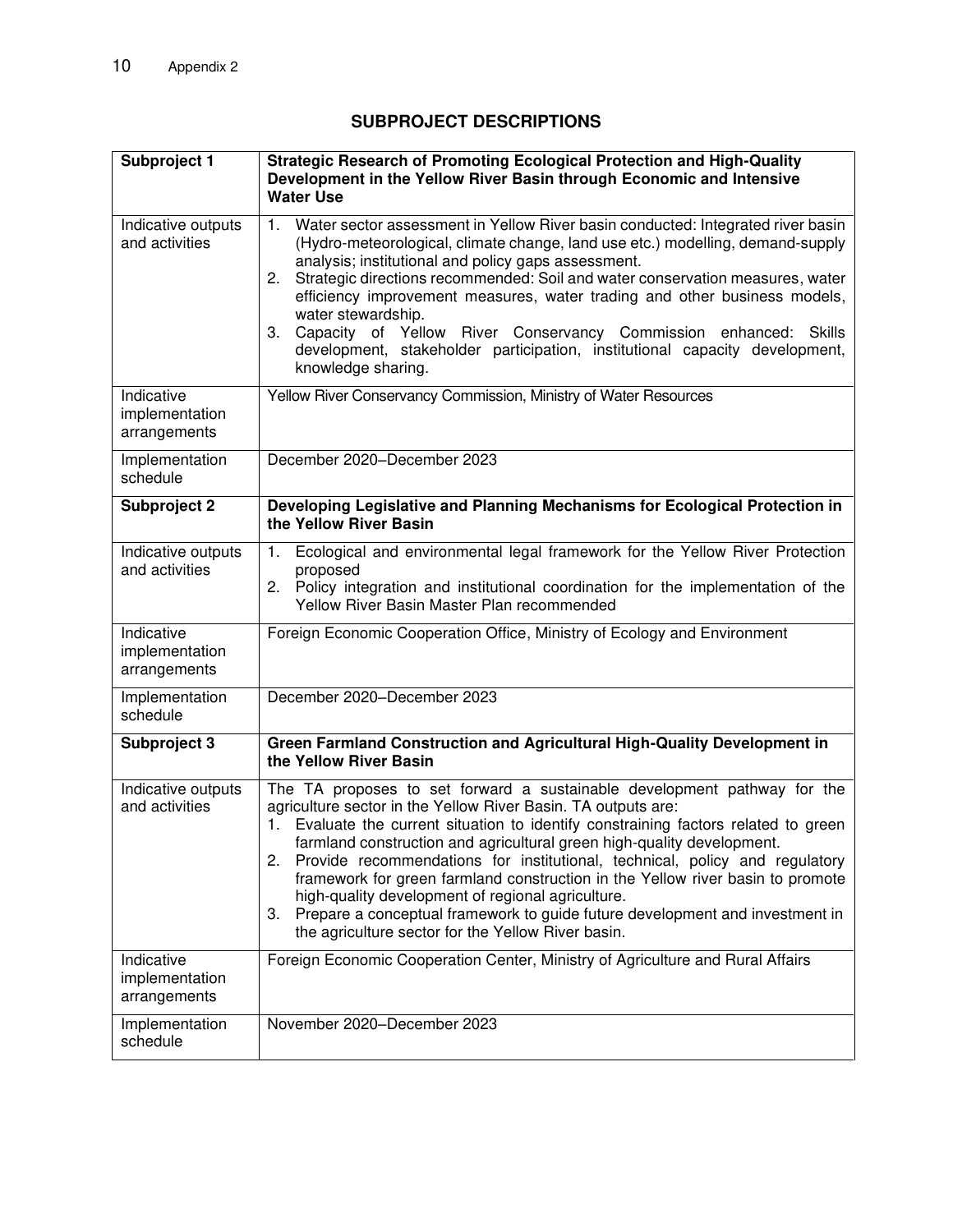## SUBPROJECT DESCRIPTIONS

| **Subproject 1** | **Strategic Research of Promoting Ecological Protection and High-Quality Development in the Yellow River Basin through Economic and Intensive Water Use** |
| --- | --- |
| Indicative outputs and activities | 1. Water sector assessment in Yellow River basin conducted: Integrated river basin (Hydro-meteorological, climate change, land use etc.) modelling, demand-supply analysis; institutional and policy gaps assessment.<br>2. Strategic directions recommended: Soil and water conservation measures, water efficiency improvement measures, water trading and other business models, water stewardship.<br>3. Capacity of Yellow River Conservancy Commission enhanced: Skills development, stakeholder participation, institutional capacity development, knowledge sharing. |
| Indicative implementation arrangements | Yellow River Conservancy Commission, Ministry of Water Resources |
| Implementation schedule | December 2020–December 2023 |
| **Subproject 2** | **Developing Legislative and Planning Mechanisms for Ecological Protection in the Yellow River Basin** |
| Indicative outputs and activities | 1. Ecological and environmental legal framework for the Yellow River Protection proposed<br>2. Policy integration and institutional coordination for the implementation of the Yellow River Basin Master Plan recommended |
| Indicative implementation arrangements | Foreign Economic Cooperation Office, Ministry of Ecology and Environment |
| Implementation schedule | December 2020–December 2023 |
| **Subproject 3** | **Green Farmland Construction and Agricultural High-Quality Development in the Yellow River Basin** |
| Indicative outputs and activities | The TA proposes to set forward a sustainable development pathway for the agriculture sector in the Yellow River Basin. TA outputs are:<br>1. Evaluate the current situation to identify constraining factors related to green farmland construction and agricultural green high-quality development.<br>2. Provide recommendations for institutional, technical, policy and regulatory framework for green farmland construction in the Yellow river basin to promote high-quality development of regional agriculture.<br>3. Prepare a conceptual framework to guide future development and investment in the agriculture sector for the Yellow River basin. |
| Indicative implementation arrangements | Foreign Economic Cooperation Center, Ministry of Agriculture and Rural Affairs |
| Implementation schedule | November 2020–December 2023 |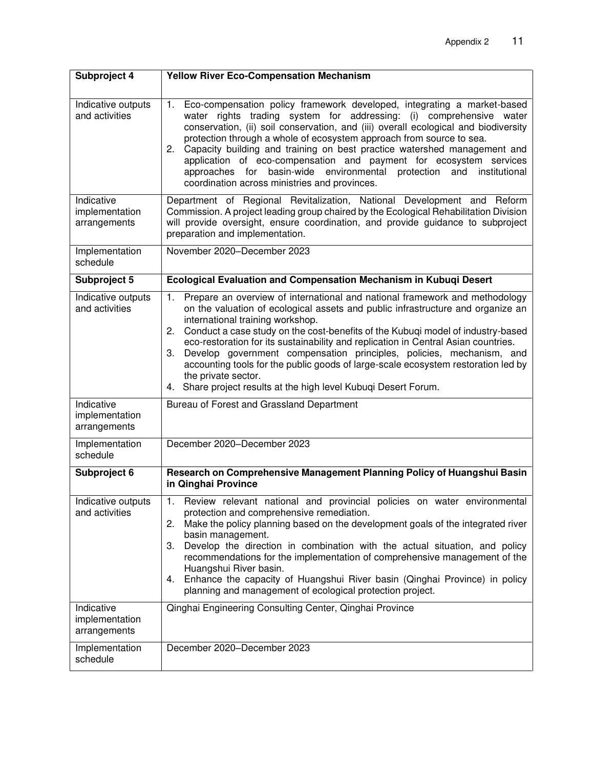| Subproject 4 | Yellow River Eco-Compensation Mechanism |
|---|---|
| Indicative outputs and activities | 1. Eco-compensation policy framework developed, integrating a market-based water rights trading system for addressing: (i) comprehensive water conservation, (ii) soil conservation, and (iii) overall ecological and biodiversity protection through a whole of ecosystem approach from source to sea.<br>2. Capacity building and training on best practice watershed management and application of eco-compensation and payment for ecosystem services approaches for basin-wide environmental protection and institutional coordination across ministries and provinces. |
| Indicative implementation arrangements | Department of Regional Revitalization, National Development and Reform Commission. A project leading group chaired by the Ecological Rehabilitation Division will provide oversight, ensure coordination, and provide guidance to subproject preparation and implementation. |
| Implementation schedule | November 2020–December 2023 |
| **Subproject 5** | **Ecological Evaluation and Compensation Mechanism in Kubuqi Desert** |
| Indicative outputs and activities | 1. Prepare an overview of international and national framework and methodology on the valuation of ecological assets and public infrastructure and organize an international training workshop.<br>2. Conduct a case study on the cost-benefits of the Kubuqi model of industry-based eco-restoration for its sustainability and replication in Central Asian countries.<br>3. Develop government compensation principles, policies, mechanism, and accounting tools for the public goods of large-scale ecosystem restoration led by the private sector.<br>4. Share project results at the high level Kubuqi Desert Forum. |
| Indicative implementation arrangements | Bureau of Forest and Grassland Department |
| Implementation schedule | December 2020–December 2023 |
| **Subproject 6** | **Research on Comprehensive Management Planning Policy of Huangshui Basin in Qinghai Province** |
| Indicative outputs and activities | 1. Review relevant national and provincial policies on water environmental protection and comprehensive remediation.<br>2. Make the policy planning based on the development goals of the integrated river basin management.<br>3. Develop the direction in combination with the actual situation, and policy recommendations for the implementation of comprehensive management of the Huangshui River basin.<br>4. Enhance the capacity of Huangshui River basin (Qinghai Province) in policy planning and management of ecological protection project. |
| Indicative implementation arrangements | Qinghai Engineering Consulting Center, Qinghai Province |
| Implementation schedule | December 2020–December 2023 |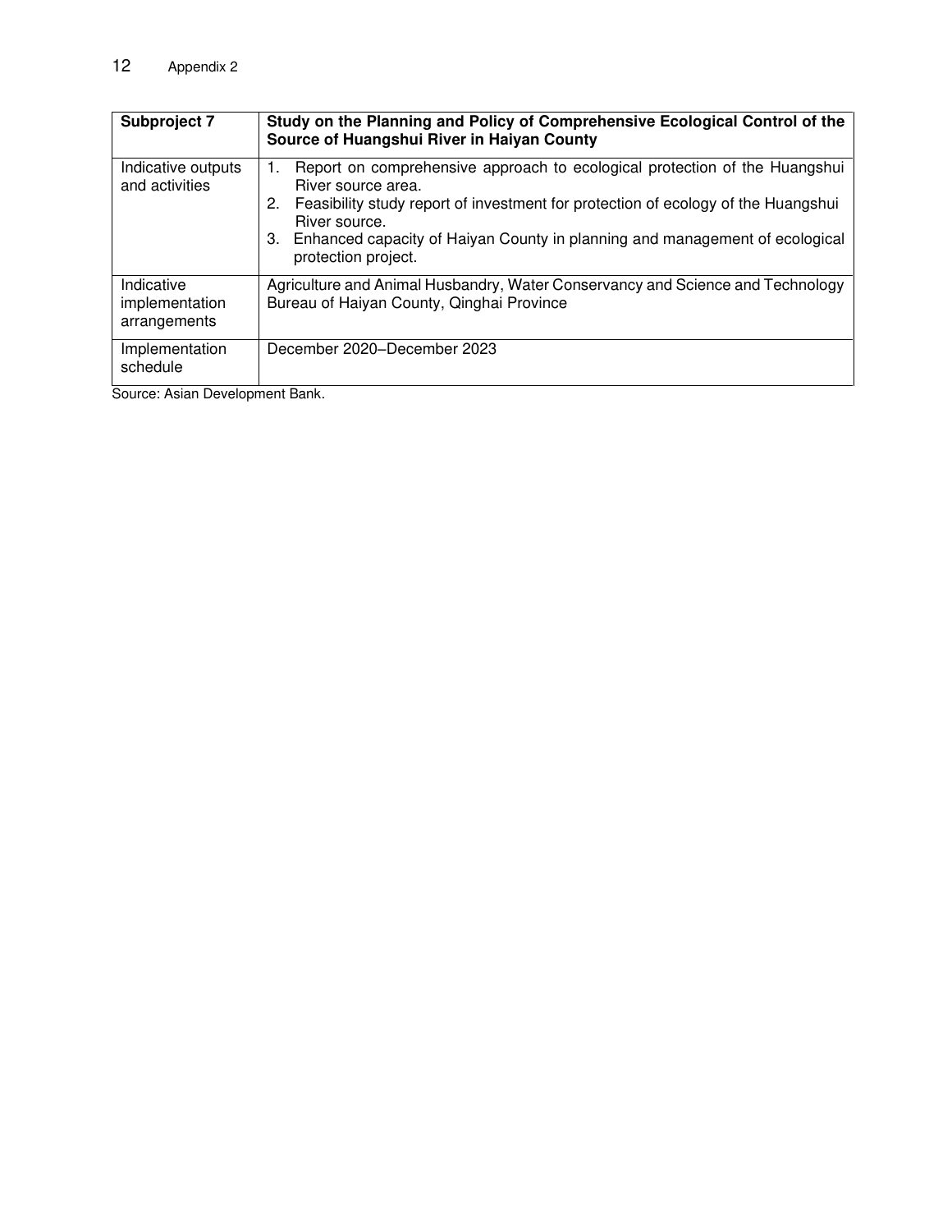| Subproject 7 | Study on the Planning and Policy of Comprehensive Ecological Control of the Source of Huangshui River in Haiyan County |
|---|---|
| Indicative outputs and activities | 1. Report on comprehensive approach to ecological protection of the Huangshui River source area.<br>2. Feasibility study report of investment for protection of ecology of the Huangshui River source.<br>3. Enhanced capacity of Haiyan County in planning and management of ecological protection project. |
| Indicative implementation arrangements | Agriculture and Animal Husbandry, Water Conservancy and Science and Technology Bureau of Haiyan County, Qinghai Province |
| Implementation schedule | December 2020–December 2023 |

Source: Asian Development Bank.